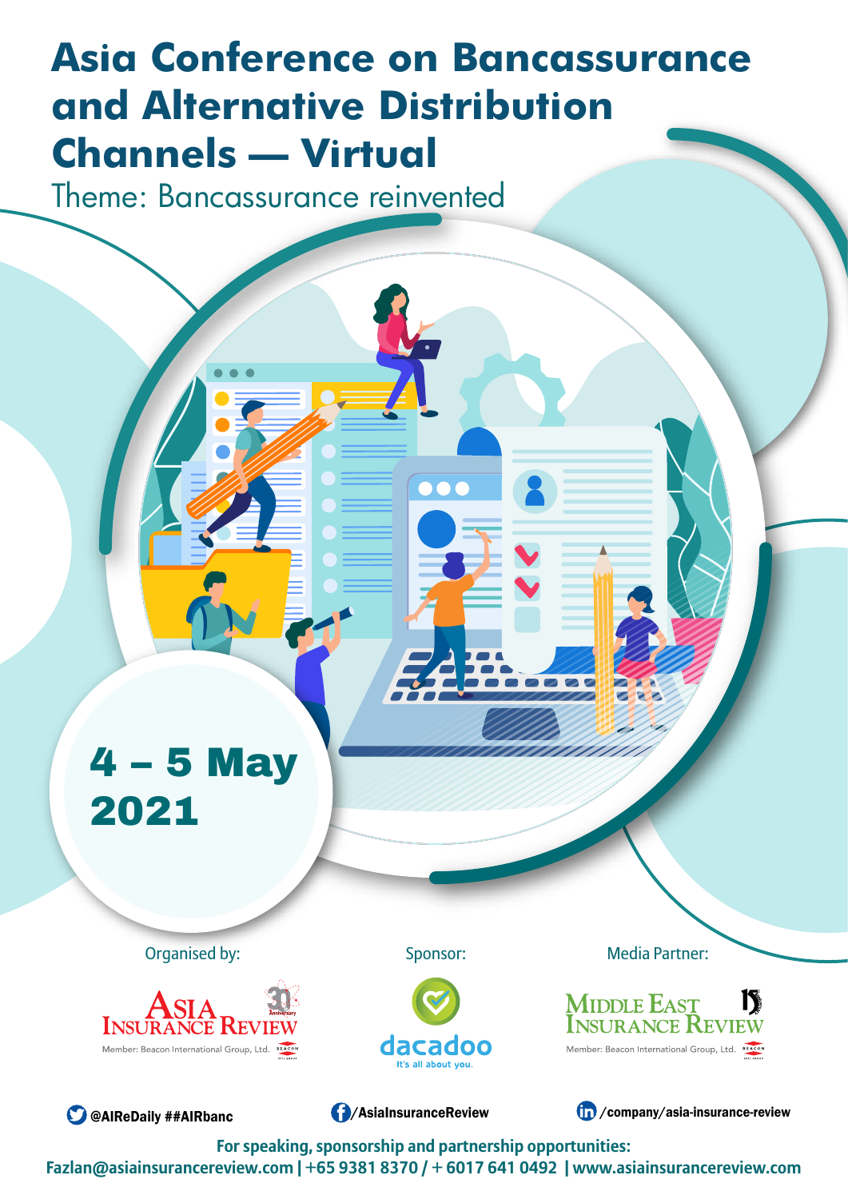# Asia Conference on Bancassurance and Alternative Distribution Channels — Virtual

Theme: Bancassurance reinvented

## 4 – 5 May 2021

Organised by:

ASIA INSURANCE REVIEW

Member: Beacon International Group, Ltd.

Sponsor:

dacadoo

It's all about you.

Media Partner:

MIDDLE EAST INSURANCE REVIEW

Member: Beacon International Group, Ltd.

@AIReDaily ##AIRbanc

/AsiaInsuranceReview

/company/asia-insurance-review

**For speaking, sponsorship and partnership opportunities:**

**Fazlan@asiainsurancereview.com | +65 9381 8370 / + 6017 641 0492 | www.asiainsurancereview.com**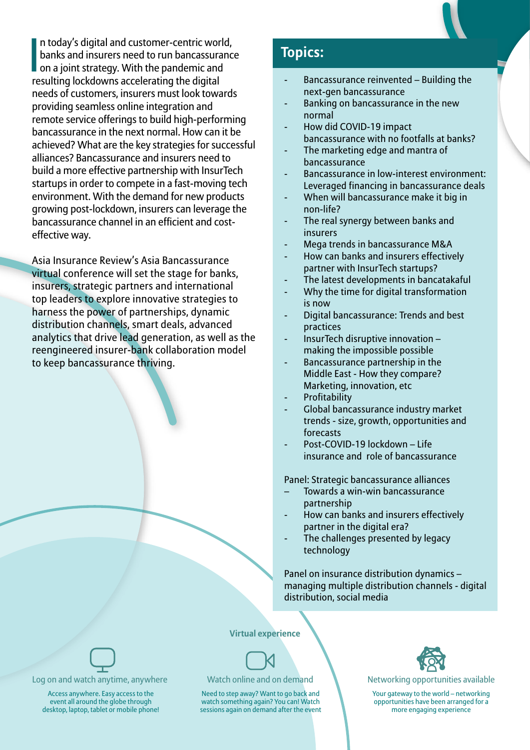In today's digital and customer-centric world, banks and insurers need to run bancassurance on a joint strategy. With the pandemic and resulting lockdowns accelerating the digital needs of customers, insurers must look towards providing seamless online integration and remote service offerings to build high-performing bancassurance in the next normal. How can it be achieved? What are the key strategies for successful alliances? Bancassurance and insurers need to build a more effective partnership with InsurTech startups in order to compete in a fast-moving tech environment. With the demand for new products growing post-lockdown, insurers can leverage the bancassurance channel in an efficient and cost-effective way.

Asia Insurance Review's Asia Bancassurance virtual conference will set the stage for banks, insurers, strategic partners and international top leaders to explore innovative strategies to harness the power of partnerships, dynamic distribution channels, smart deals, advanced analytics that drive lead generation, as well as the reengineered insurer-bank collaboration model to keep bancassurance thriving.

## Topics:

- Bancassurance reinvented – Building the next-gen bancassurance
- Banking on bancassurance in the new normal
- How did COVID-19 impact bancassurance with no footfalls at banks?
- The marketing edge and mantra of bancassurance
- Bancassurance in low-interest environment: Leveraged financing in bancassurance deals
- When will bancassurance make it big in non-life?
- The real synergy between banks and insurers
- Mega trends in bancassurance M&A
- How can banks and insurers effectively partner with InsurTech startups?
- The latest developments in bancatakaful
- Why the time for digital transformation is now
- Digital bancassurance: Trends and best practices
- InsurTech disruptive innovation – making the impossible possible
- Bancassurance partnership in the Middle East - How they compare? Marketing, innovation, etc
- Profitability
- Global bancassurance industry market trends - size, growth, opportunities and forecasts
- Post-COVID-19 lockdown – Life insurance and role of bancassurance

Panel: Strategic bancassurance alliances

- Towards a win-win bancassurance partnership
- How can banks and insurers effectively partner in the digital era?
- The challenges presented by legacy technology

Panel on insurance distribution dynamics – managing multiple distribution channels - digital distribution, social media

### Virtual experience

**Log on and watch anytime, anywhere**

Access anywhere. Easy access to the event all around the globe through desktop, laptop, tablet or mobile phone!

**Watch online and on demand**

Need to step away? Want to go back and watch something again? You can! Watch sessions again on demand after the event

**Networking opportunities available**

Your gateway to the world – networking opportunities have been arranged for a more engaging experience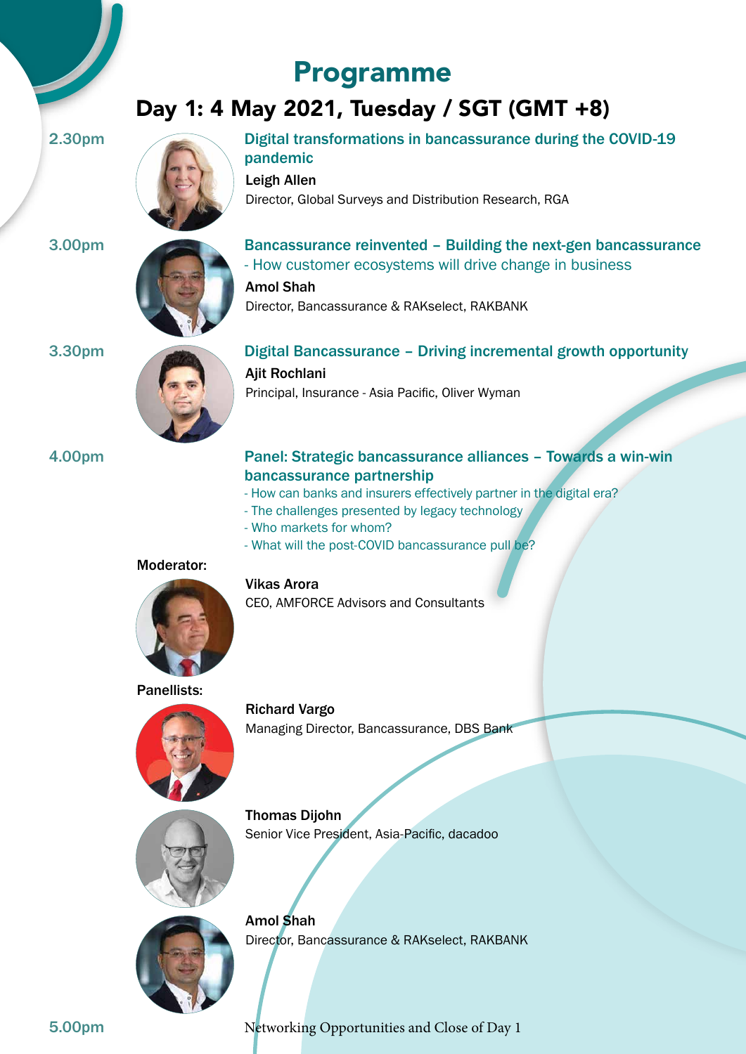# Programme

## Day 1: 4 May 2021, Tuesday / SGT (GMT +8)

**2.30pm**

### Digital transformations in bancassurance during the COVID-19 pandemic

**Leigh Allen**
Director, Global Surveys and Distribution Research, RGA

**3.00pm**

### Bancassurance reinvented – Building the next-gen bancassurance

- How customer ecosystems will drive change in business

**Amol Shah**
Director, Bancassurance & RAKselect, RAKBANK

**3.30pm**

### Digital Bancassurance – Driving incremental growth opportunity

**Ajit Rochlani**
Principal, Insurance - Asia Pacific, Oliver Wyman

**4.00pm**

### Panel: Strategic bancassurance alliances – Towards a win-win bancassurance partnership

- How can banks and insurers effectively partner in the digital era?
- The challenges presented by legacy technology
- Who markets for whom?
- What will the post-COVID bancassurance pull be?

**Moderator:**

**Vikas Arora**
CEO, AMFORCE Advisors and Consultants

**Panellists:**

**Richard Vargo**
Managing Director, Bancassurance, DBS Bank

**Thomas Dijohn**
Senior Vice President, Asia-Pacific, dacadoo

**Amol Shah**
Director, Bancassurance & RAKselect, RAKBANK

**5.00pm**

Networking Opportunities and Close of Day 1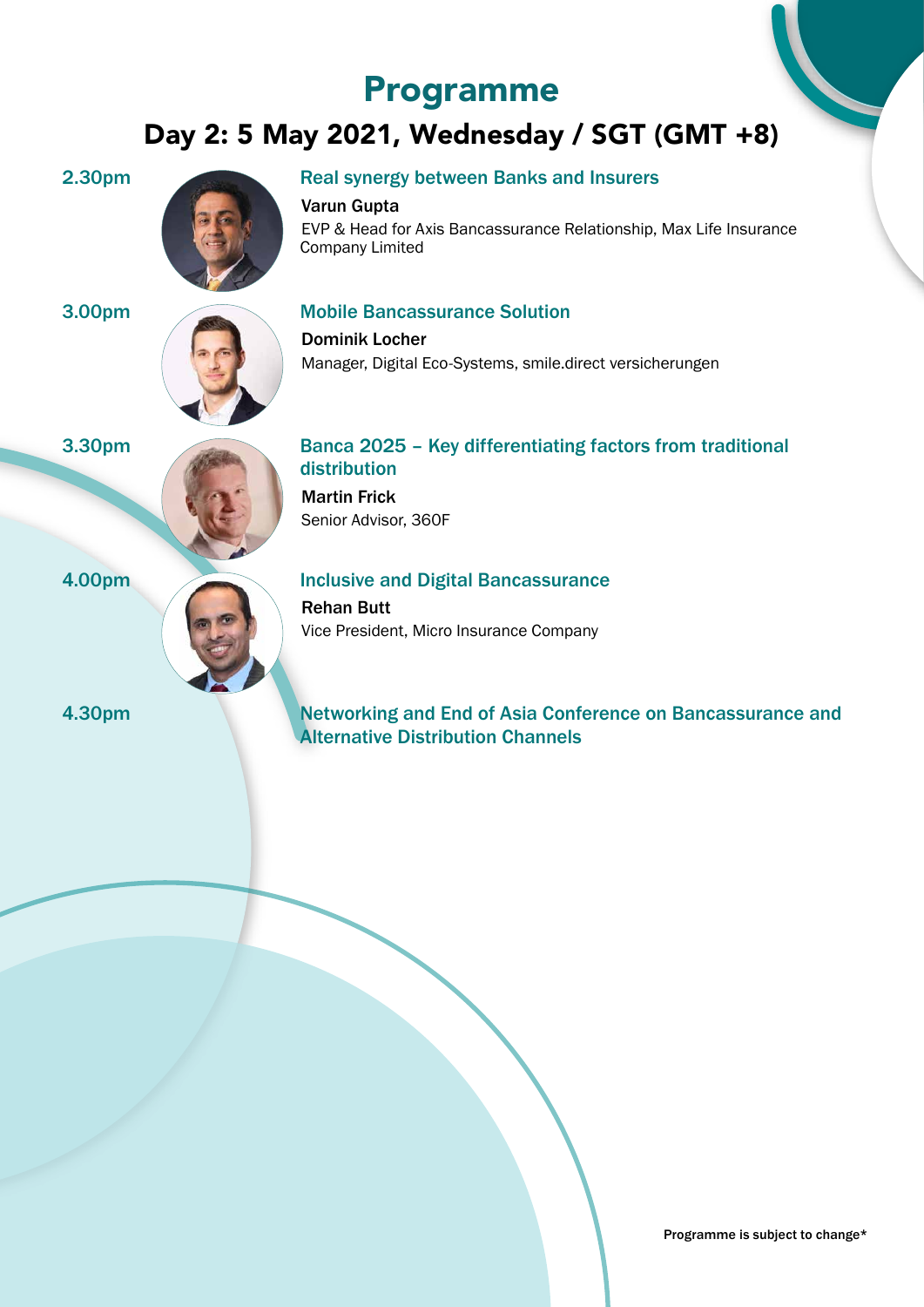# Programme

## Day 2: 5 May 2021, Wednesday / SGT (GMT +8)

**2.30pm**

### Real synergy between Banks and Insurers

**Varun Gupta**
EVP & Head for Axis Bancassurance Relationship, Max Life Insurance Company Limited

**3.00pm**

### Mobile Bancassurance Solution

**Dominik Locher**
Manager, Digital Eco-Systems, smile.direct versicherungen

**3.30pm**

### Banca 2025 – Key differentiating factors from traditional distribution

**Martin Frick**
Senior Advisor, 360F

**4.00pm**

### Inclusive and Digital Bancassurance

**Rehan Butt**
Vice President, Micro Insurance Company

**4.30pm**

### Networking and End of Asia Conference on Bancassurance and Alternative Distribution Channels

Programme is subject to change*